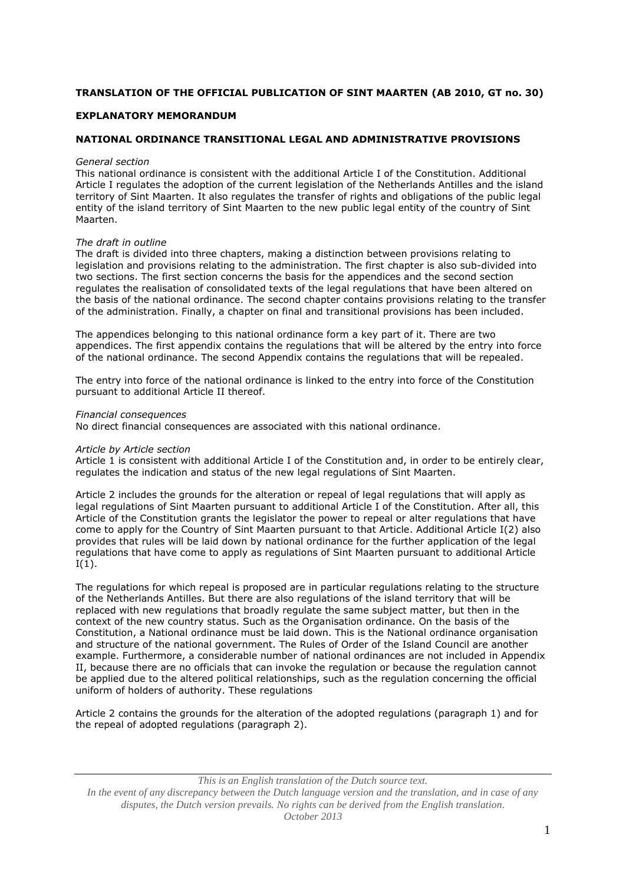**TRANSLATION OF THE OFFICIAL PUBLICATION OF SINT MAARTEN (AB 2010, GT no. 30)**

**EXPLANATORY MEMORANDUM**

**NATIONAL ORDINANCE TRANSITIONAL LEGAL AND ADMINISTRATIVE PROVISIONS**

*General section*
This national ordinance is consistent with the additional Article I of the Constitution. Additional Article I regulates the adoption of the current legislation of the Netherlands Antilles and the island territory of Sint Maarten. It also regulates the transfer of rights and obligations of the public legal entity of the island territory of Sint Maarten to the new public legal entity of the country of Sint Maarten.

*The draft in outline*
The draft is divided into three chapters, making a distinction between provisions relating to legislation and provisions relating to the administration. The first chapter is also sub-divided into two sections. The first section concerns the basis for the appendices and the second section regulates the realisation of consolidated texts of the legal regulations that have been altered on the basis of the national ordinance. The second chapter contains provisions relating to the transfer of the administration. Finally, a chapter on final and transitional provisions has been included.

The appendices belonging to this national ordinance form a key part of it. There are two appendices. The first appendix contains the regulations that will be altered by the entry into force of the national ordinance. The second Appendix contains the regulations that will be repealed.

The entry into force of the national ordinance is linked to the entry into force of the Constitution pursuant to additional Article II thereof.

*Financial consequences*
No direct financial consequences are associated with this national ordinance.

*Article by Article section*
Article 1 is consistent with additional Article I of the Constitution and, in order to be entirely clear, regulates the indication and status of the new legal regulations of Sint Maarten.

Article 2 includes the grounds for the alteration or repeal of legal regulations that will apply as legal regulations of Sint Maarten pursuant to additional Article I of the Constitution. After all, this Article of the Constitution grants the legislator the power to repeal or alter regulations that have come to apply for the Country of Sint Maarten pursuant to that Article. Additional Article I(2) also provides that rules will be laid down by national ordinance for the further application of the legal regulations that have come to apply as regulations of Sint Maarten pursuant to additional Article I(1).

The regulations for which repeal is proposed are in particular regulations relating to the structure of the Netherlands Antilles. But there are also regulations of the island territory that will be replaced with new regulations that broadly regulate the same subject matter, but then in the context of the new country status. Such as the Organisation ordinance. On the basis of the Constitution, a National ordinance must be laid down. This is the National ordinance organisation and structure of the national government. The Rules of Order of the Island Council are another example. Furthermore, a considerable number of national ordinances are not included in Appendix II, because there are no officials that can invoke the regulation or because the regulation cannot be applied due to the altered political relationships, such as the regulation concerning the official uniform of holders of authority. These regulations

Article 2 contains the grounds for the alteration of the adopted regulations (paragraph 1) and for the repeal of adopted regulations (paragraph 2).

*This is an English translation of the Dutch source text.*
*In the event of any discrepancy between the Dutch language version and the translation, and in case of any disputes, the Dutch version prevails. No rights can be derived from the English translation.*
*October 2013*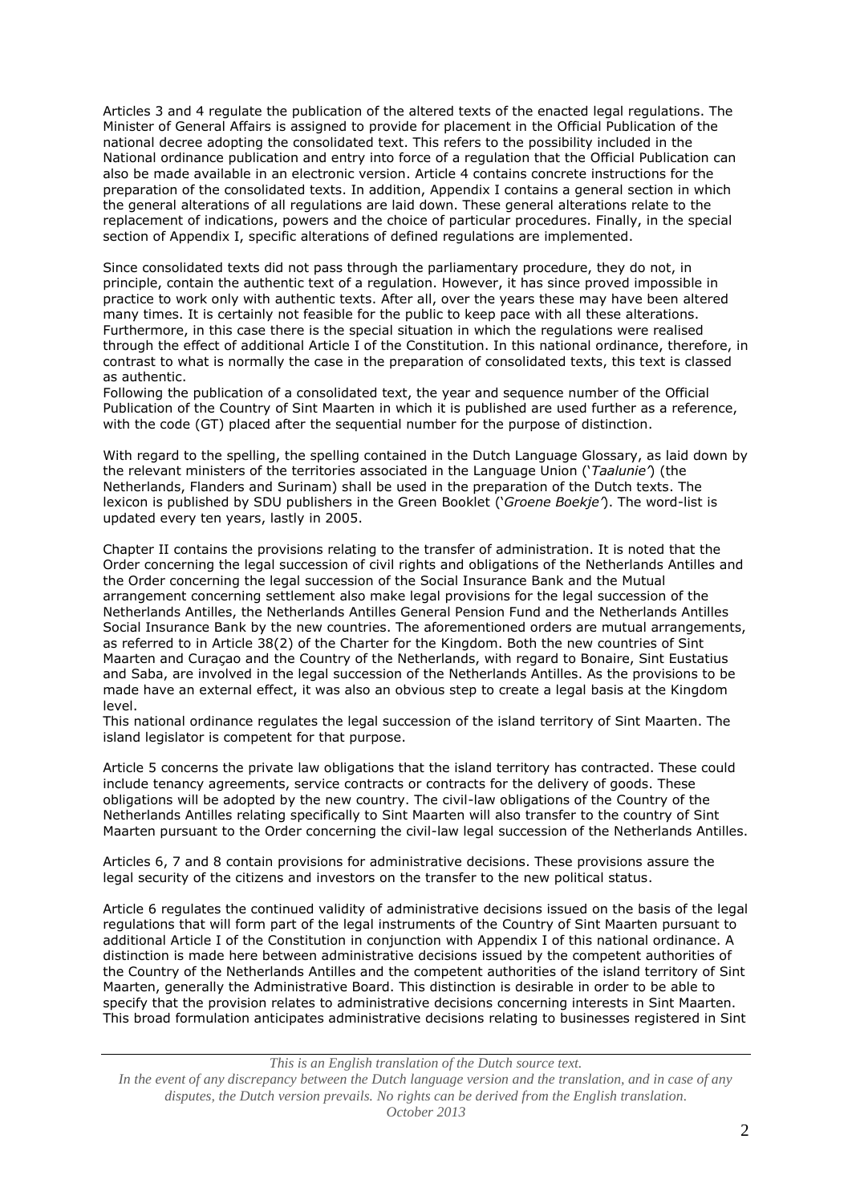Articles 3 and 4 regulate the publication of the altered texts of the enacted legal regulations. The Minister of General Affairs is assigned to provide for placement in the Official Publication of the national decree adopting the consolidated text. This refers to the possibility included in the National ordinance publication and entry into force of a regulation that the Official Publication can also be made available in an electronic version. Article 4 contains concrete instructions for the preparation of the consolidated texts. In addition, Appendix I contains a general section in which the general alterations of all regulations are laid down. These general alterations relate to the replacement of indications, powers and the choice of particular procedures. Finally, in the special section of Appendix I, specific alterations of defined regulations are implemented.

Since consolidated texts did not pass through the parliamentary procedure, they do not, in principle, contain the authentic text of a regulation. However, it has since proved impossible in practice to work only with authentic texts. After all, over the years these may have been altered many times. It is certainly not feasible for the public to keep pace with all these alterations. Furthermore, in this case there is the special situation in which the regulations were realised through the effect of additional Article I of the Constitution. In this national ordinance, therefore, in contrast to what is normally the case in the preparation of consolidated texts, this text is classed as authentic.

Following the publication of a consolidated text, the year and sequence number of the Official Publication of the Country of Sint Maarten in which it is published are used further as a reference, with the code (GT) placed after the sequential number for the purpose of distinction.

With regard to the spelling, the spelling contained in the Dutch Language Glossary, as laid down by the relevant ministers of the territories associated in the Language Union ('*Taalunie*') (the Netherlands, Flanders and Surinam) shall be used in the preparation of the Dutch texts. The lexicon is published by SDU publishers in the Green Booklet ('*Groene Boekje*'). The word-list is updated every ten years, lastly in 2005.

Chapter II contains the provisions relating to the transfer of administration. It is noted that the Order concerning the legal succession of civil rights and obligations of the Netherlands Antilles and the Order concerning the legal succession of the Social Insurance Bank and the Mutual arrangement concerning settlement also make legal provisions for the legal succession of the Netherlands Antilles, the Netherlands Antilles General Pension Fund and the Netherlands Antilles Social Insurance Bank by the new countries. The aforementioned orders are mutual arrangements, as referred to in Article 38(2) of the Charter for the Kingdom. Both the new countries of Sint Maarten and Curaçao and the Country of the Netherlands, with regard to Bonaire, Sint Eustatius and Saba, are involved in the legal succession of the Netherlands Antilles. As the provisions to be made have an external effect, it was also an obvious step to create a legal basis at the Kingdom level.

This national ordinance regulates the legal succession of the island territory of Sint Maarten. The island legislator is competent for that purpose.

Article 5 concerns the private law obligations that the island territory has contracted. These could include tenancy agreements, service contracts or contracts for the delivery of goods. These obligations will be adopted by the new country. The civil-law obligations of the Country of the Netherlands Antilles relating specifically to Sint Maarten will also transfer to the country of Sint Maarten pursuant to the Order concerning the civil-law legal succession of the Netherlands Antilles.

Articles 6, 7 and 8 contain provisions for administrative decisions. These provisions assure the legal security of the citizens and investors on the transfer to the new political status.

Article 6 regulates the continued validity of administrative decisions issued on the basis of the legal regulations that will form part of the legal instruments of the Country of Sint Maarten pursuant to additional Article I of the Constitution in conjunction with Appendix I of this national ordinance. A distinction is made here between administrative decisions issued by the competent authorities of the Country of the Netherlands Antilles and the competent authorities of the island territory of Sint Maarten, generally the Administrative Board. This distinction is desirable in order to be able to specify that the provision relates to administrative decisions concerning interests in Sint Maarten. This broad formulation anticipates administrative decisions relating to businesses registered in Sint

*This is an English translation of the Dutch source text.*
*In the event of any discrepancy between the Dutch language version and the translation, and in case of any disputes, the Dutch version prevails. No rights can be derived from the English translation.*
*October 2013*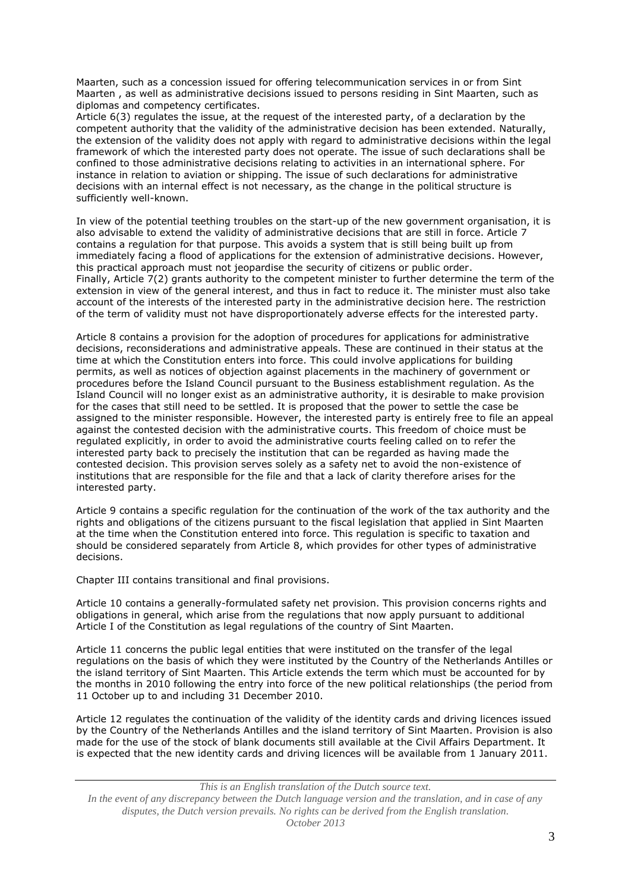Maarten, such as a concession issued for offering telecommunication services in or from Sint Maarten , as well as administrative decisions issued to persons residing in Sint Maarten, such as diplomas and competency certificates.
Article 6(3) regulates the issue, at the request of the interested party, of a declaration by the competent authority that the validity of the administrative decision has been extended. Naturally, the extension of the validity does not apply with regard to administrative decisions within the legal framework of which the interested party does not operate. The issue of such declarations shall be confined to those administrative decisions relating to activities in an international sphere. For instance in relation to aviation or shipping. The issue of such declarations for administrative decisions with an internal effect is not necessary, as the change in the political structure is sufficiently well-known.

In view of the potential teething troubles on the start-up of the new government organisation, it is also advisable to extend the validity of administrative decisions that are still in force. Article 7 contains a regulation for that purpose. This avoids a system that is still being built up from immediately facing a flood of applications for the extension of administrative decisions. However, this practical approach must not jeopardise the security of citizens or public order.
Finally, Article 7(2) grants authority to the competent minister to further determine the term of the extension in view of the general interest, and thus in fact to reduce it. The minister must also take account of the interests of the interested party in the administrative decision here. The restriction of the term of validity must not have disproportionately adverse effects for the interested party.

Article 8 contains a provision for the adoption of procedures for applications for administrative decisions, reconsiderations and administrative appeals. These are continued in their status at the time at which the Constitution enters into force. This could involve applications for building permits, as well as notices of objection against placements in the machinery of government or procedures before the Island Council pursuant to the Business establishment regulation. As the Island Council will no longer exist as an administrative authority, it is desirable to make provision for the cases that still need to be settled. It is proposed that the power to settle the case be assigned to the minister responsible. However, the interested party is entirely free to file an appeal against the contested decision with the administrative courts. This freedom of choice must be regulated explicitly, in order to avoid the administrative courts feeling called on to refer the interested party back to precisely the institution that can be regarded as having made the contested decision. This provision serves solely as a safety net to avoid the non-existence of institutions that are responsible for the file and that a lack of clarity therefore arises for the interested party.

Article 9 contains a specific regulation for the continuation of the work of the tax authority and the rights and obligations of the citizens pursuant to the fiscal legislation that applied in Sint Maarten at the time when the Constitution entered into force. This regulation is specific to taxation and should be considered separately from Article 8, which provides for other types of administrative decisions.

Chapter III contains transitional and final provisions.

Article 10 contains a generally-formulated safety net provision. This provision concerns rights and obligations in general, which arise from the regulations that now apply pursuant to additional Article I of the Constitution as legal regulations of the country of Sint Maarten.

Article 11 concerns the public legal entities that were instituted on the transfer of the legal regulations on the basis of which they were instituted by the Country of the Netherlands Antilles or the island territory of Sint Maarten. This Article extends the term which must be accounted for by the months in 2010 following the entry into force of the new political relationships (the period from 11 October up to and including 31 December 2010.

Article 12 regulates the continuation of the validity of the identity cards and driving licences issued by the Country of the Netherlands Antilles and the island territory of Sint Maarten. Provision is also made for the use of the stock of blank documents still available at the Civil Affairs Department. It is expected that the new identity cards and driving licences will be available from 1 January 2011.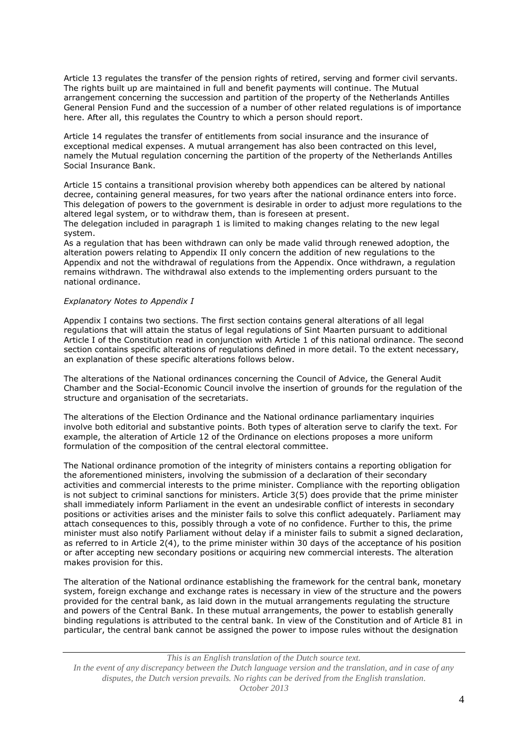Article 13 regulates the transfer of the pension rights of retired, serving and former civil servants. The rights built up are maintained in full and benefit payments will continue. The Mutual arrangement concerning the succession and partition of the property of the Netherlands Antilles General Pension Fund and the succession of a number of other related regulations is of importance here. After all, this regulates the Country to which a person should report.

Article 14 regulates the transfer of entitlements from social insurance and the insurance of exceptional medical expenses. A mutual arrangement has also been contracted on this level, namely the Mutual regulation concerning the partition of the property of the Netherlands Antilles Social Insurance Bank.

Article 15 contains a transitional provision whereby both appendices can be altered by national decree, containing general measures, for two years after the national ordinance enters into force. This delegation of powers to the government is desirable in order to adjust more regulations to the altered legal system, or to withdraw them, than is foreseen at present.
The delegation included in paragraph 1 is limited to making changes relating to the new legal system.
As a regulation that has been withdrawn can only be made valid through renewed adoption, the alteration powers relating to Appendix II only concern the addition of new regulations to the Appendix and not the withdrawal of regulations from the Appendix. Once withdrawn, a regulation remains withdrawn. The withdrawal also extends to the implementing orders pursuant to the national ordinance.

*Explanatory Notes to Appendix I*

Appendix I contains two sections. The first section contains general alterations of all legal regulations that will attain the status of legal regulations of Sint Maarten pursuant to additional Article I of the Constitution read in conjunction with Article 1 of this national ordinance. The second section contains specific alterations of regulations defined in more detail. To the extent necessary, an explanation of these specific alterations follows below.

The alterations of the National ordinances concerning the Council of Advice, the General Audit Chamber and the Social-Economic Council involve the insertion of grounds for the regulation of the structure and organisation of the secretariats.

The alterations of the Election Ordinance and the National ordinance parliamentary inquiries involve both editorial and substantive points. Both types of alteration serve to clarify the text. For example, the alteration of Article 12 of the Ordinance on elections proposes a more uniform formulation of the composition of the central electoral committee.

The National ordinance promotion of the integrity of ministers contains a reporting obligation for the aforementioned ministers, involving the submission of a declaration of their secondary activities and commercial interests to the prime minister. Compliance with the reporting obligation is not subject to criminal sanctions for ministers. Article 3(5) does provide that the prime minister shall immediately inform Parliament in the event an undesirable conflict of interests in secondary positions or activities arises and the minister fails to solve this conflict adequately. Parliament may attach consequences to this, possibly through a vote of no confidence. Further to this, the prime minister must also notify Parliament without delay if a minister fails to submit a signed declaration, as referred to in Article 2(4), to the prime minister within 30 days of the acceptance of his position or after accepting new secondary positions or acquiring new commercial interests. The alteration makes provision for this.

The alteration of the National ordinance establishing the framework for the central bank, monetary system, foreign exchange and exchange rates is necessary in view of the structure and the powers provided for the central bank, as laid down in the mutual arrangements regulating the structure and powers of the Central Bank. In these mutual arrangements, the power to establish generally binding regulations is attributed to the central bank. In view of the Constitution and of Article 81 in particular, the central bank cannot be assigned the power to impose rules without the designation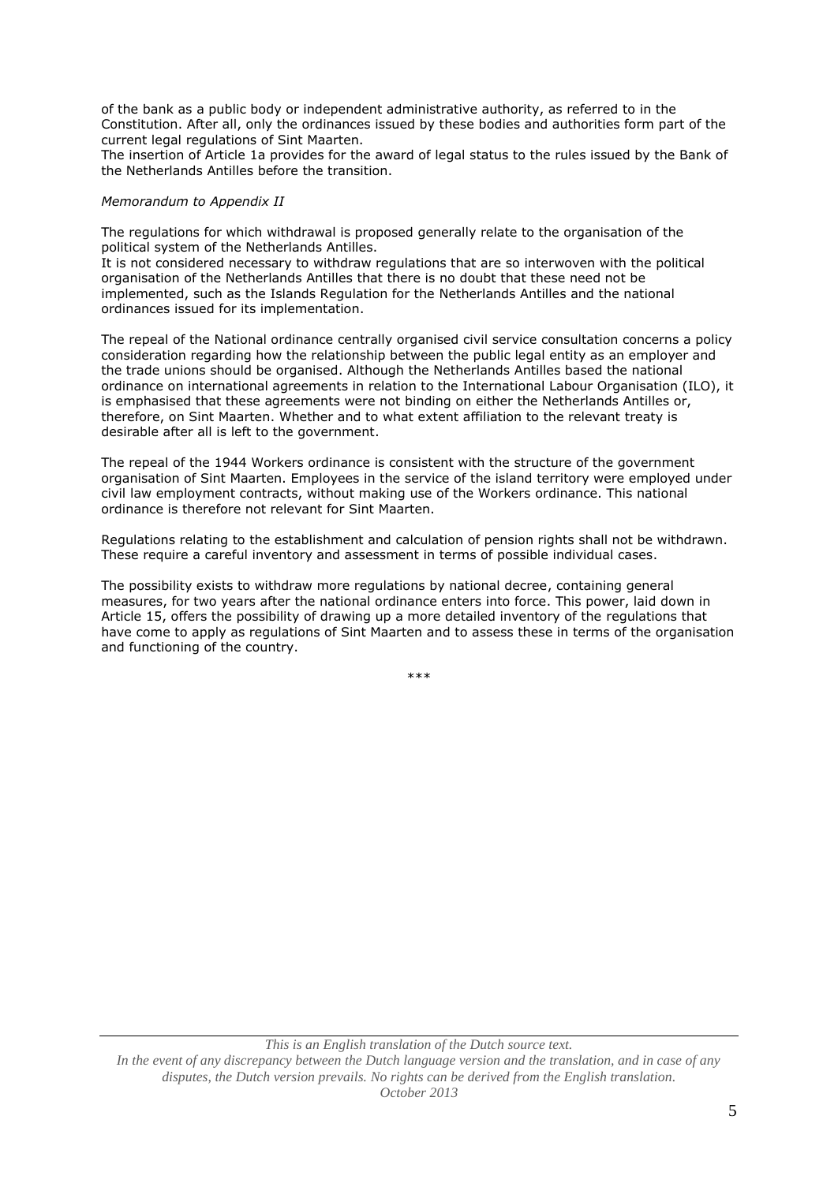of the bank as a public body or independent administrative authority, as referred to in the Constitution. After all, only the ordinances issued by these bodies and authorities form part of the current legal regulations of Sint Maarten.
The insertion of Article 1a provides for the award of legal status to the rules issued by the Bank of the Netherlands Antilles before the transition.

*Memorandum to Appendix II*

The regulations for which withdrawal is proposed generally relate to the organisation of the political system of the Netherlands Antilles.
It is not considered necessary to withdraw regulations that are so interwoven with the political organisation of the Netherlands Antilles that there is no doubt that these need not be implemented, such as the Islands Regulation for the Netherlands Antilles and the national ordinances issued for its implementation.

The repeal of the National ordinance centrally organised civil service consultation concerns a policy consideration regarding how the relationship between the public legal entity as an employer and the trade unions should be organised. Although the Netherlands Antilles based the national ordinance on international agreements in relation to the International Labour Organisation (ILO), it is emphasised that these agreements were not binding on either the Netherlands Antilles or, therefore, on Sint Maarten. Whether and to what extent affiliation to the relevant treaty is desirable after all is left to the government.

The repeal of the 1944 Workers ordinance is consistent with the structure of the government organisation of Sint Maarten. Employees in the service of the island territory were employed under civil law employment contracts, without making use of the Workers ordinance. This national ordinance is therefore not relevant for Sint Maarten.

Regulations relating to the establishment and calculation of pension rights shall not be withdrawn. These require a careful inventory and assessment in terms of possible individual cases.

The possibility exists to withdraw more regulations by national decree, containing general measures, for two years after the national ordinance enters into force. This power, laid down in Article 15, offers the possibility of drawing up a more detailed inventory of the regulations that have come to apply as regulations of Sint Maarten and to assess these in terms of the organisation and functioning of the country.

***

*This is an English translation of the Dutch source text.*
*In the event of any discrepancy between the Dutch language version and the translation, and in case of any disputes, the Dutch version prevails. No rights can be derived from the English translation.*
*October 2013*